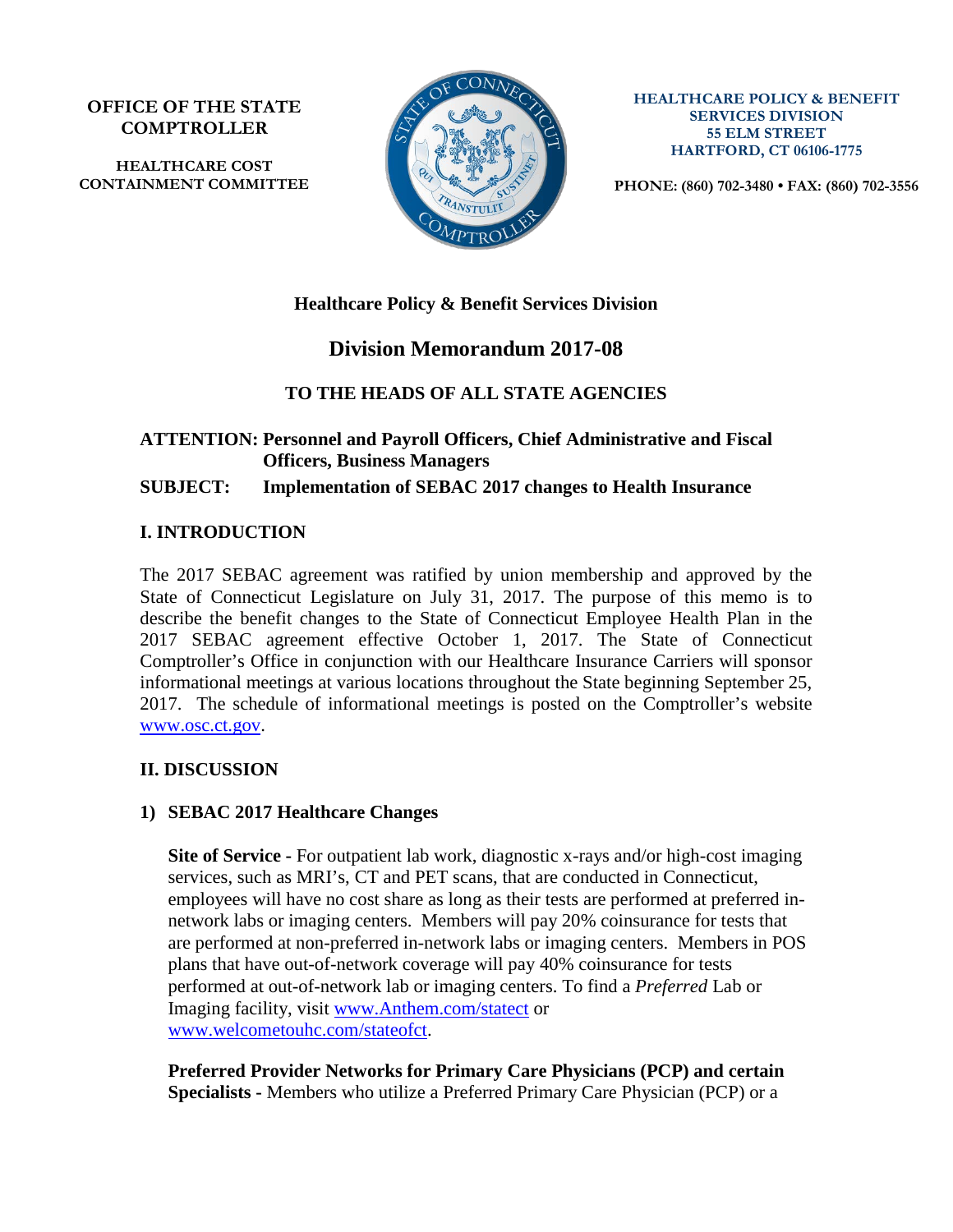**OFFICE OF THE STATE COMPTROLLER**

**HEALTHCARE COST CONTAINMENT COMMITTEE**

**HEALTHCARE POLICY & BENEFIT SERVICES DIVISION**
**55 ELM STREET**
**HARTFORD, CT 06106-1775**

**PHONE: (860) 702-3480 • FAX: (860) 702-3556**

**Healthcare Policy & Benefit Services Division**

# Division Memorandum 2017-08

**TO THE HEADS OF ALL STATE AGENCIES**

**ATTENTION: Personnel and Payroll Officers, Chief Administrative and Fiscal Officers, Business Managers**

**SUBJECT: Implementation of SEBAC 2017 changes to Health Insurance**

## I. INTRODUCTION

The 2017 SEBAC agreement was ratified by union membership and approved by the State of Connecticut Legislature on July 31, 2017. The purpose of this memo is to describe the benefit changes to the State of Connecticut Employee Health Plan in the 2017 SEBAC agreement effective October 1, 2017. The State of Connecticut Comptroller's Office in conjunction with our Healthcare Insurance Carriers will sponsor informational meetings at various locations throughout the State beginning September 25, 2017. The schedule of informational meetings is posted on the Comptroller's website [www.osc.ct.gov](http://www.osc.ct.gov).

## II. DISCUSSION

### 1) SEBAC 2017 Healthcare Changes

**Site of Service -** For outpatient lab work, diagnostic x-rays and/or high-cost imaging services, such as MRI's, CT and PET scans, that are conducted in Connecticut, employees will have no cost share as long as their tests are performed at preferred in-network labs or imaging centers. Members will pay 20% coinsurance for tests that are performed at non-preferred in-network labs or imaging centers. Members in POS plans that have out-of-network coverage will pay 40% coinsurance for tests performed at out-of-network lab or imaging centers. To find a *Preferred* Lab or Imaging facility, visit [www.Anthem.com/statect](http://www.Anthem.com/statect) or [www.welcometouhc.com/stateofct](http://www.welcometouhc.com/stateofct).

**Preferred Provider Networks for Primary Care Physicians (PCP) and certain Specialists -** Members who utilize a Preferred Primary Care Physician (PCP) or a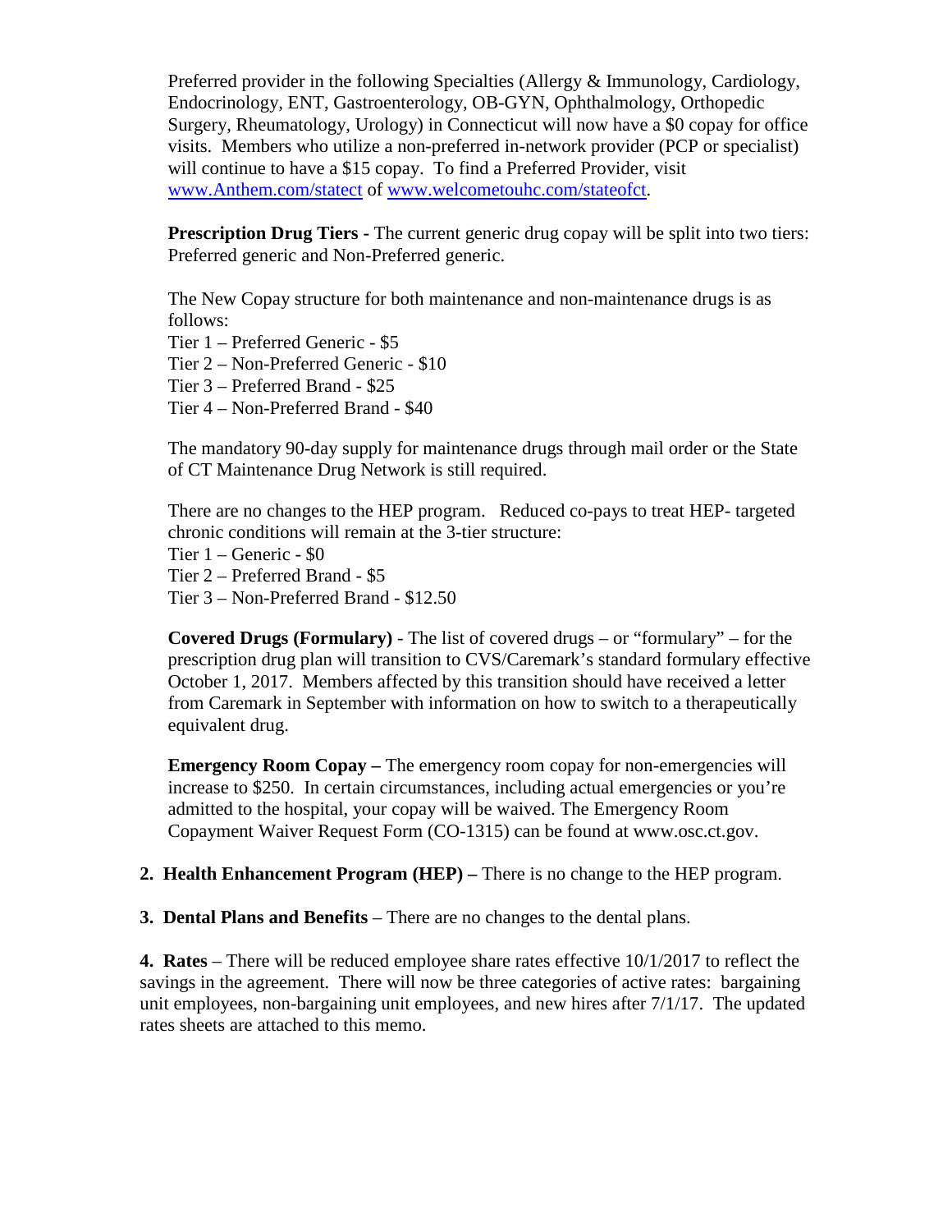Preferred provider in the following Specialties (Allergy & Immunology, Cardiology, Endocrinology, ENT, Gastroenterology, OB-GYN, Ophthalmology, Orthopedic Surgery, Rheumatology, Urology) in Connecticut will now have a $0 copay for office visits. Members who utilize a non-preferred in-network provider (PCP or specialist) will continue to have a $15 copay. To find a Preferred Provider, visit www.Anthem.com/statect of www.welcometouhc.com/stateofct.

**Prescription Drug Tiers -** The current generic drug copay will be split into two tiers: Preferred generic and Non-Preferred generic.

The New Copay structure for both maintenance and non-maintenance drugs is as follows:
Tier 1 – Preferred Generic - $5
Tier 2 – Non-Preferred Generic - $10
Tier 3 – Preferred Brand - $25
Tier 4 – Non-Preferred Brand - $40

The mandatory 90-day supply for maintenance drugs through mail order or the State of CT Maintenance Drug Network is still required.

There are no changes to the HEP program. Reduced co-pays to treat HEP- targeted chronic conditions will remain at the 3-tier structure:
Tier 1 – Generic - $0
Tier 2 – Preferred Brand - $5
Tier 3 – Non-Preferred Brand - $12.50

**Covered Drugs (Formulary)** - The list of covered drugs – or "formulary" – for the prescription drug plan will transition to CVS/Caremark's standard formulary effective October 1, 2017. Members affected by this transition should have received a letter from Caremark in September with information on how to switch to a therapeutically equivalent drug.

**Emergency Room Copay –** The emergency room copay for non-emergencies will increase to $250. In certain circumstances, including actual emergencies or you're admitted to the hospital, your copay will be waived. The Emergency Room Copayment Waiver Request Form (CO-1315) can be found at www.osc.ct.gov.

**2. Health Enhancement Program (HEP) –** There is no change to the HEP program.

**3. Dental Plans and Benefits** – There are no changes to the dental plans.

**4. Rates** – There will be reduced employee share rates effective 10/1/2017 to reflect the savings in the agreement. There will now be three categories of active rates: bargaining unit employees, non-bargaining unit employees, and new hires after 7/1/17. The updated rates sheets are attached to this memo.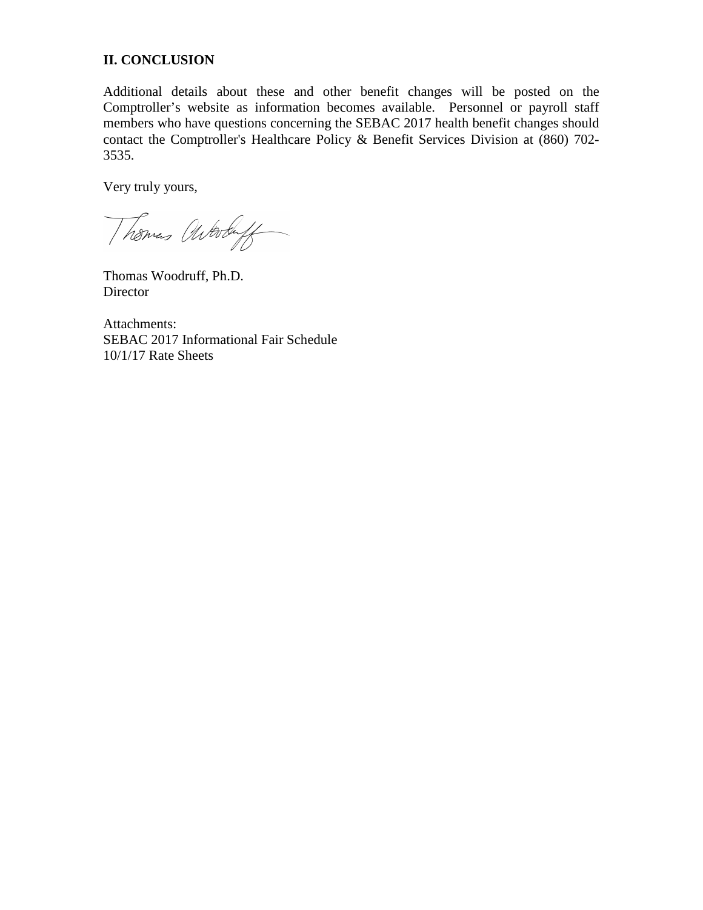## II. CONCLUSION

Additional details about these and other benefit changes will be posted on the Comptroller's website as information becomes available. Personnel or payroll staff members who have questions concerning the SEBAC 2017 health benefit changes should contact the Comptroller's Healthcare Policy & Benefit Services Division at (860) 702-3535.

Very truly yours,

Thomas Woodruff, Ph.D.
Director

Attachments:
SEBAC 2017 Informational Fair Schedule
10/1/17 Rate Sheets